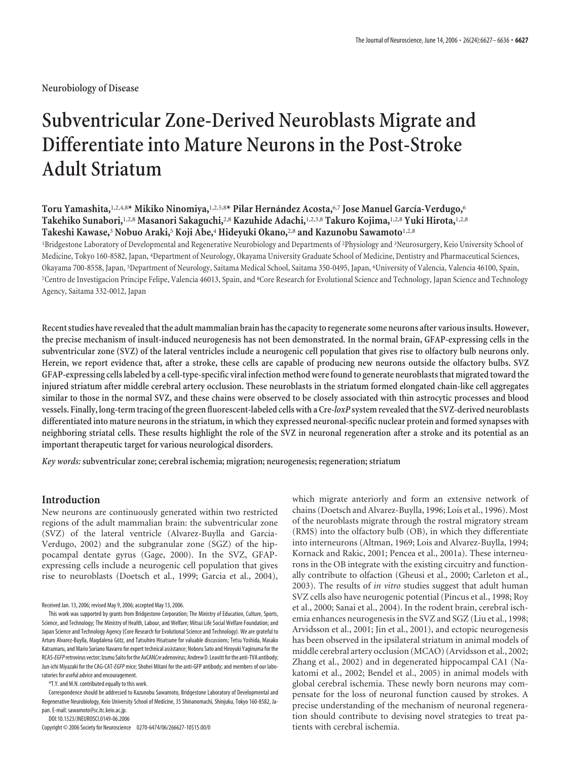Neurobiology of Disease

# Subventricular Zone-Derived Neuroblasts Migrate and Differentiate into Mature Neurons in the Post-Stroke Adult Striatum

**Toru Yamashita,[1,2,4,8]* Mikiko Ninomiya,[1,2,5,8]* Pilar Hernández Acosta,[6,7] Jose Manuel García-Verdugo,[6] Takehiko Sunabori,[1,2,8] Masanori Sakaguchi,[2,8] Kazuhide Adachi,[1,2,3,8] Takuro Kojima,[1,2,8] Yuki Hirota,[1,2,8] Takeshi Kawase,[3] Nobuo Araki,[5] Koji Abe,[4] Hideyuki Okano,[2,8] and Kazunobu Sawamoto[1,2,8]**

[1]Bridgestone Laboratory of Developmental and Regenerative Neurobiology and Departments of [2]Physiology and [3]Neurosurgery, Keio University School of Medicine, Tokyo 160-8582, Japan, [4]Department of Neurology, Okayama University Graduate School of Medicine, Dentistry and Pharmaceutical Sciences, Okayama 700-8558, Japan, [5]Department of Neurology, Saitama Medical School, Saitama 350-0495, Japan, [6]University of Valencia, Valencia 46100, Spain, [7]Centro de Investigacion Principe Felipe, Valencia 46013, Spain, and [8]Core Research for Evolutional Science and Technology, Japan Science and Technology Agency, Saitama 332-0012, Japan

**Recent studies have revealed that the adult mammalian brain has the capacity to regenerate some neurons after various insults. However, the precise mechanism of insult-induced neurogenesis has not been demonstrated. In the normal brain, GFAP-expressing cells in the subventricular zone (SVZ) of the lateral ventricles include a neurogenic cell population that gives rise to olfactory bulb neurons only. Herein, we report evidence that, after a stroke, these cells are capable of producing new neurons outside the olfactory bulbs. SVZ GFAP-expressing cells labeled by a cell-type-specific viral infection method were found to generate neuroblasts that migrated toward the injured striatum after middle cerebral artery occlusion. These neuroblasts in the striatum formed elongated chain-like cell aggregates similar to those in the normal SVZ, and these chains were observed to be closely associated with thin astrocytic processes and blood vessels. Finally, long-term tracing of the green fluorescent-labeled cells with a Cre-*loxP* system revealed that the SVZ-derived neuroblasts differentiated into mature neurons in the striatum, in which they expressed neuronal-specific nuclear protein and formed synapses with neighboring striatal cells. These results highlight the role of the SVZ in neuronal regeneration after a stroke and its potential as an important therapeutic target for various neurological disorders.**

*Key words:* **subventricular zone; cerebral ischemia; migration; neurogenesis; regeneration; striatum**

## Introduction

New neurons are continuously generated within two restricted regions of the adult mammalian brain: the subventricular zone (SVZ) of the lateral ventricle (Alvarez-Buylla and Garcia-Verdugo, 2002) and the subgranular zone (SGZ) of the hippocampal dentate gyrus (Gage, 2000). In the SVZ, GFAP-expressing cells include a neurogenic cell population that gives rise to neuroblasts (Doetsch et al., 1999; Garcia et al., 2004), which migrate anteriorly and form an extensive network of chains (Doetsch and Alvarez-Buylla, 1996; Lois et al., 1996). Most of the neuroblasts migrate through the rostral migratory stream (RMS) into the olfactory bulb (OB), in which they differentiate into interneurons (Altman, 1969; Lois and Alvarez-Buylla, 1994; Kornack and Rakic, 2001; Pencea et al., 2001a). These interneurons in the OB integrate with the existing circuitry and functionally contribute to olfaction (Gheusi et al., 2000; Carleton et al., 2003). The results of *in vitro* studies suggest that adult human SVZ cells also have neurogenic potential (Pincus et al., 1998; Roy et al., 2000; Sanai et al., 2004). In the rodent brain, cerebral ischemia enhances neurogenesis in the SVZ and SGZ (Liu et al., 1998; Arvidsson et al., 2001; Jin et al., 2001), and ectopic neurogenesis has been observed in the ipsilateral striatum in animal models of middle cerebral artery occlusion (MCAO) (Arvidsson et al., 2002; Zhang et al., 2002) and in degenerated hippocampal CA1 (Nakatomi et al., 2002; Bendel et al., 2005) in animal models with global cerebral ischemia. These newly born neurons may compensate for the loss of neuronal function caused by strokes. A precise understanding of the mechanism of neuronal regeneration should contribute to devising novel strategies to treat patients with cerebral ischemia.

Received Jan. 13, 2006; revised May 9, 2006; accepted May 13, 2006.

This work was supported by grants from Bridgestone Corporation; The Ministry of Education, Culture, Sports, Science, and Technology; The Ministry of Health, Labour, and Welfare; Mitsui Life Social Welfare Foundation; and Japan Science and Technology Agency (Core Research for Evolutional Science and Technology). We are grateful to Arturo Alvarez-Buylla, Magdalena Götz, and Tatsuhiro Hisatsune for valuable discussions; Tetsu Yoshida, Masako Katsumaru, and Mario Soriano Navarro for expert technical assistance; Noboru Sato and Hiroyuki Yaginuma for the RCAS-*EGFP* retrovirus vector; Izumu Saito for the AxCANCre adenovirus; Andrew D. Leavitt for the anti-TVA antibody; Jun-ichi Miyazaki for the CAG-CAT-*EGFP* mice; Shohei Mitani for the anti-GFP antibody; and members of our laboratories for useful advice and encouragement.

*T.Y. and M.N. contributed equally to this work.

Correspondence should be addressed to Kazunobu Sawamoto, Bridgestone Laboratory of Developmental and Regenerative Neurobiology, Keio University School of Medicine, 35 Shinanomachi, Shinjuku, Tokyo 160-8582, Japan. E-mail: sawamoto@sc.itc.keio.ac.jp.

DOI:10.1523/JNEUROSCI.0149-06.2006

Copyright © 2006 Society for Neuroscience 0270-6474/06/266627-10$15.00/0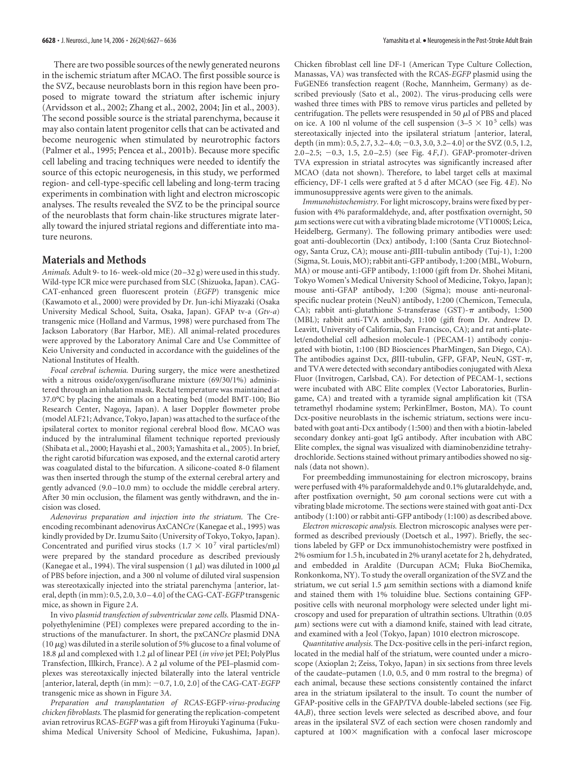There are two possible sources of the newly generated neurons in the ischemic striatum after MCAO. The first possible source is the SVZ, because neuroblasts born in this region have been proposed to migrate toward the striatum after ischemic injury (Arvidsson et al., 2002; Zhang et al., 2002, 2004; Jin et al., 2003). The second possible source is the striatal parenchyma, because it may also contain latent progenitor cells that can be activated and become neurogenic when stimulated by neurotrophic factors (Palmer et al., 1995; Pencea et al., 2001b). Because more specific cell labeling and tracing techniques were needed to identify the source of this ectopic neurogenesis, in this study, we performed region- and cell-type-specific cell labeling and long-term tracing experiments in combination with light and electron microscopic analyses. The results revealed the SVZ to be the principal source of the neuroblasts that form chain-like structures migrate laterally toward the injured striatal regions and differentiate into mature neurons.

## Materials and Methods

*Animals.* Adult 9- to 16- week-old mice (20–32 g) were used in this study. Wild-type ICR mice were purchased from SLC (Shizuoka, Japan). CAG-CAT-enhanced green fluorescent protein (*EGFP*) transgenic mice (Kawamoto et al., 2000) were provided by Dr. Jun-ichi Miyazaki (Osaka University Medical School, Suita, Osaka, Japan). GFAP tv-a (*Gtv-a*) transgenic mice (Holland and Varmus, 1998) were purchased from The Jackson Laboratory (Bar Harbor, ME). All animal-related procedures were approved by the Laboratory Animal Care and Use Committee of Keio University and conducted in accordance with the guidelines of the National Institutes of Health.

*Focal cerebral ischemia.* During surgery, the mice were anesthetized with a nitrous oxide/oxygen/isoflurane mixture (69/30/1%) administered through an inhalation mask. Rectal temperature was maintained at 37.0°C by placing the animals on a heating bed (model BMT-100; Bio Research Center, Nagoya, Japan). A laser Doppler flowmeter probe (model ALF21; Advance, Tokyo, Japan) was attached to the surface of the ipsilateral cortex to monitor regional cerebral blood flow. MCAO was induced by the intraluminal filament technique reported previously (Shibata et al., 2000; Hayashi et al., 2003; Yamashita et al., 2005). In brief, the right carotid bifurcation was exposed, and the external carotid artery was coagulated distal to the bifurcation. A silicone-coated 8-0 filament was then inserted through the stump of the external cerebral artery and gently advanced (9.0–10.0 mm) to occlude the middle cerebral artery. After 30 min occlusion, the filament was gently withdrawn, and the incision was closed.

*Adenovirus preparation and injection into the striatum.* The Cre-encoding recombinant adenovirus AxCAN*Cre* (Kanegae et al., 1995) was kindly provided by Dr. Izumu Saito (University of Tokyo, Tokyo, Japan). Concentrated and purified virus stocks ($1.7 \times 10^7$ viral particles/ml) were prepared by the standard procedure as described previously (Kanegae et al., 1994). The viral suspension (1 μl) was diluted in 1000 μl of PBS before injection, and a 300 nl volume of diluted viral suspension was stereotaxically injected into the striatal parenchyma [anterior, lateral, depth (in mm): 0.5, 2.0, 3.0–4.0] of the CAG-CAT-*EGFP* transgenic mice, as shown in Figure 2*A*.

*In vivo plasmid transfection of subventricular zone cells.* Plasmid DNA-polyethylenimine (PEI) complexes were prepared according to the instructions of the manufacturer. In short, the pxCAN*Cre* plasmid DNA (10 μg) was diluted in a sterile solution of 5% glucose to a final volume of 18.8 μl and complexed with 1.2 μl of linear PEI (*in vivo* jet PEI; PolyPlus Transfection, Illkirch, France). A 2 μl volume of the PEI–plasmid complexes was stereotaxically injected bilaterally into the lateral ventricle [anterior, lateral, depth (in mm): −0.7, 1.0, 2.0] of the CAG-CAT-*EGFP* transgenic mice as shown in Figure 3*A*.

*Preparation and transplantation of RCAS-*EGFP*-virus-producing chicken fibroblasts.* The plasmid for generating the replication-competent avian retrovirus RCAS-*EGFP* was a gift from Hiroyuki Yaginuma (Fukushima Medical University School of Medicine, Fukushima, Japan). Chicken fibroblast cell line DF-1 (American Type Culture Collection, Manassas, VA) was transfected with the RCAS-*EGFP* plasmid using the FuGENE6 transfection reagent (Roche, Mannheim, Germany) as described previously (Sato et al., 2002). The virus-producing cells were washed three times with PBS to remove virus particles and pelleted by centrifugation. The pellets were resuspended in 50 μl of PBS and placed on ice. A 100 nl volume of the cell suspension ($3–5 \times 10^5$ cells) was stereotaxically injected into the ipsilateral striatum [anterior, lateral, depth (in mm): 0.5, 2.7, 3.2–4.0; −0.3, 3.0, 3.2–4.0] or the SVZ (0.5, 1.2, 2.0–2.5; −0.3, 1.5, 2.0–2.5) (see Fig. 4*F*,*I*). GFAP-promoter-driven TVA expression in striatal astrocytes was significantly increased after MCAO (data not shown). Therefore, to label target cells at maximal efficiency, DF-1 cells were grafted at 5 d after MCAO (see Fig. 4*E*). No immunosuppressive agents were given to the animals.

*Immunohistochemistry.* For light microscopy, brains were fixed by perfusion with 4% paraformaldehyde, and, after postfixation overnight, 50 μm sections were cut with a vibrating blade microtome (VT1000S; Leica, Heidelberg, Germany). The following primary antibodies were used: goat anti-doublecortin (Dcx) antibody, 1:100 (Santa Cruz Biotechnology, Santa Cruz, CA); mouse anti-βIII-tubulin antibody (Tuj-1), 1:200 (Sigma, St. Louis, MO); rabbit anti-GFP antibody, 1:200 (MBL, Woburn, MA) or mouse anti-GFP antibody, 1:1000 (gift from Dr. Shohei Mitani, Tokyo Women's Medical University School of Medicine, Tokyo, Japan); mouse anti-GFAP antibody, 1:200 (Sigma); mouse anti-neuronal-specific nuclear protein (NeuN) antibody, 1:200 (Chemicon, Temecula, CA); rabbit anti-glutathione *S*-transferase (GST)-π antibody, 1:500 (MBL); rabbit anti-TVA antibody, 1:100 (gift from Dr. Andrew D. Leavitt, University of California, San Francisco, CA); and rat anti-platelet/endothelial cell adhesion molecule-1 (PECAM-1) antibody conjugated with biotin, 1:100 (BD Biosciences PharMingen, San Diego, CA). The antibodies against Dcx, βIII-tubulin, GFP, GFAP, NeuN, GST-π, and TVA were detected with secondary antibodies conjugated with Alexa Fluor (Invitrogen, Carlsbad, CA). For detection of PECAM-1, sections were incubated with ABC Elite complex (Vector Laboratories, Burlingame, CA) and treated with a tyramide signal amplification kit (TSA tetramethyl rhodamine system; PerkinElmer, Boston, MA). To count Dcx-positive neuroblasts in the ischemic striatum, sections were incubated with goat anti-Dcx antibody (1:500) and then with a biotin-labeled secondary donkey anti-goat IgG antibody. After incubation with ABC Elite complex, the signal was visualized with diaminobenzidine tetrahydrochloride. Sections stained without primary antibodies showed no signals (data not shown).

For preembedding immunostaining for electron microscopy, brains were perfused with 4% paraformaldehyde and 0.1% glutaraldehyde, and, after postfixation overnight, 50 μm coronal sections were cut with a vibrating blade microtome. The sections were stained with goat anti-Dcx antibody (1:100) or rabbit anti-GFP antibody (1:100) as described above.

*Electron microscopic analysis.* Electron microscopic analyses were performed as described previously (Doetsch et al., 1997). Briefly, the sections labeled by GFP or Dcx immunohistochemistry were postfixed in 2% osmium for 1.5 h, incubated in 2% uranyl acetate for 2 h, dehydrated, and embedded in Araldite (Durcupan ACM; Fluka BioChemika, Ronkonkoma, NY). To study the overall organization of the SVZ and the striatum, we cut serial 1.5 μm semithin sections with a diamond knife and stained them with 1% toluidine blue. Sections containing GFP-positive cells with neuronal morphology were selected under light microscopy and used for preparation of ultrathin sections. Ultrathin (0.05 μm) sections were cut with a diamond knife, stained with lead citrate, and examined with a Jeol (Tokyo, Japan) 1010 electron microscope.

*Quantitative analysis.* The Dcx-positive cells in the peri-infarct region, located in the medial half of the striatum, were counted under a microscope (Axioplan 2; Zeiss, Tokyo, Japan) in six sections from three levels of the caudate–putamen (1.0, 0.5, and 0 mm rostral to the bregma) of each animal, because these sections consistently contained the infarct area in the striatum ipsilateral to the insult. To count the number of GFAP-positive cells in the GFAP/TVA double-labeled sections (see Fig. 4*A*,*B*), three section levels were selected as described above, and four areas in the ipsilateral SVZ of each section were chosen randomly and captured at 100× magnification with a confocal laser microscope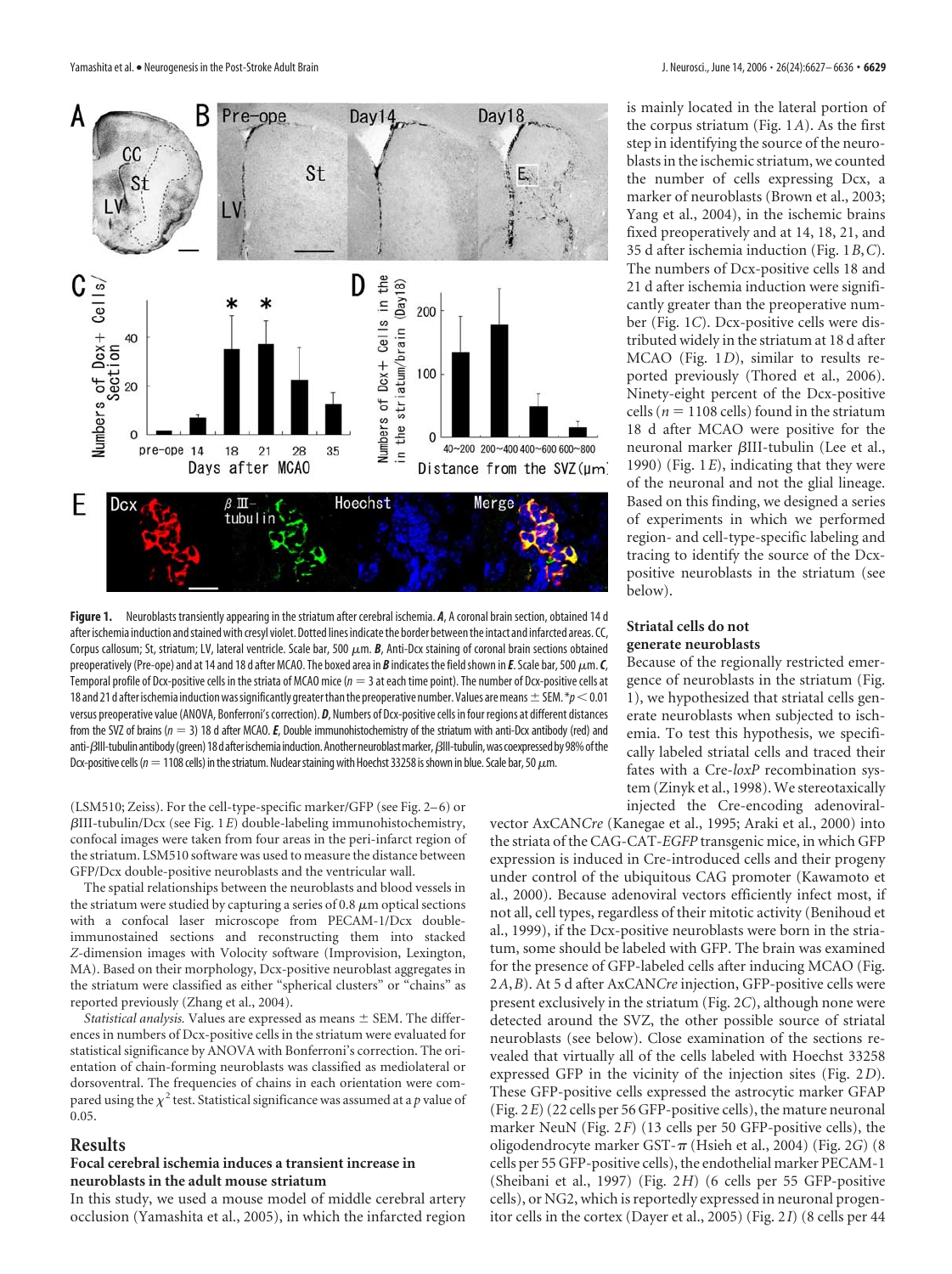**Figure 1.** Neuroblasts transiently appearing in the striatum after cerebral ischemia. ***A***, A coronal brain section, obtained 14 d after ischemia induction and stained with cresyl violet. Dotted lines indicate the border between the intact and infarcted areas. CC, Corpus callosum; St, striatum; LV, lateral ventricle. Scale bar, 500 μm. ***B***, Anti-Dcx staining of coronal brain sections obtained preoperatively (Pre-ope) and at 14 and 18 d after MCAO. The boxed area in ***B*** indicates the field shown in ***E***. Scale bar, 500 μm. ***C***, Temporal profile of Dcx-positive cells in the striata of MCAO mice ($n = 3$ at each time point). The number of Dcx-positive cells at 18 and 21 d after ischemia induction was significantly greater than the preoperative number. Values are means ± SEM. *$p < 0.01$ versus preoperative value (ANOVA, Bonferroni's correction). ***D***, Numbers of Dcx-positive cells in four regions at different distances from the SVZ of brains ($n = 3$) 18 d after MCAO. ***E***, Double immunohistochemistry of the striatum with anti-Dcx antibody (red) and anti-βIII-tubulin antibody (green) 18 d after ischemia induction. Another neuroblast marker, βIII-tubulin, was coexpressed by 98% of the Dcx-positive cells ($n = 1108$ cells) in the striatum. Nuclear staining with Hoechst 33258 is shown in blue. Scale bar, 50 μm.

(LSM510; Zeiss). For the cell-type-specific marker/GFP (see Fig. 2–6) or βIII-tubulin/Dcx (see Fig. 1*E*) double-labeling immunohistochemistry, confocal images were taken from four areas in the peri-infarct region of the striatum. LSM510 software was used to measure the distance between GFP/Dcx double-positive neuroblasts and the ventricular wall.

The spatial relationships between the neuroblasts and blood vessels in the striatum were studied by capturing a series of 0.8 μm optical sections with a confocal laser microscope from PECAM-1/Dcx double-immunostained sections and reconstructing them into stacked *Z*-dimension images with Volocity software (Improvision, Lexington, MA). Based on their morphology, Dcx-positive neuroblast aggregates in the striatum were classified as either "spherical clusters" or "chains" as reported previously (Zhang et al., 2004).

*Statistical analysis.* Values are expressed as means ± SEM. The differences in numbers of Dcx-positive cells in the striatum were evaluated for statistical significance by ANOVA with Bonferroni's correction. The orientation of chain-forming neuroblasts was classified as mediolateral or dorsoventral. The frequencies of chains in each orientation were compared using the $\chi^2$ test. Statistical significance was assumed at a $p$ value of 0.05.

## Results

### Focal cerebral ischemia induces a transient increase in neuroblasts in the adult mouse striatum

In this study, we used a mouse model of middle cerebral artery occlusion (Yamashita et al., 2005), in which the infarcted region is mainly located in the lateral portion of the corpus striatum (Fig. 1*A*). As the first step in identifying the source of the neuroblasts in the ischemic striatum, we counted the number of cells expressing Dcx, a marker of neuroblasts (Brown et al., 2003; Yang et al., 2004), in the ischemic brains fixed preoperatively and at 14, 18, 21, and 35 d after ischemia induction (Fig. 1*B*,*C*). The numbers of Dcx-positive cells 18 and 21 d after ischemia induction were significantly greater than the preoperative number (Fig. 1*C*). Dcx-positive cells were distributed widely in the striatum at 18 d after MCAO (Fig. 1*D*), similar to results reported previously (Thored et al., 2006). Ninety-eight percent of the Dcx-positive cells ($n = 1108$ cells) found in the striatum 18 d after MCAO were positive for the neuronal marker βIII-tubulin (Lee et al., 1990) (Fig. 1*E*), indicating that they were of the neuronal and not the glial lineage. Based on this finding, we designed a series of experiments in which we performed region- and cell-type-specific labeling and tracing to identify the source of the Dcx-positive neuroblasts in the striatum (see below).

### Striatal cells do not generate neuroblasts

Because of the regionally restricted emergence of neuroblasts in the striatum (Fig. 1), we hypothesized that striatal cells generate neuroblasts when subjected to ischemia. To test this hypothesis, we specifically labeled striatal cells and traced their fates with a Cre-*loxP* recombination system (Zinyk et al., 1998). We stereotaxically injected the Cre-encoding adenoviral-vector AxCAN*Cre* (Kanegae et al., 1995; Araki et al., 2000) into the striata of the CAG-CAT-*EGFP* transgenic mice, in which GFP expression is induced in Cre-introduced cells and their progeny under control of the ubiquitous CAG promoter (Kawamoto et al., 2000). Because adenoviral vectors efficiently infect most, if not all, cell types, regardless of their mitotic activity (Benihoud et al., 1999), if the Dcx-positive neuroblasts were born in the striatum, some should be labeled with GFP. The brain was examined for the presence of GFP-labeled cells after inducing MCAO (Fig. 2*A*,*B*). At 5 d after AxCAN*Cre* injection, GFP-positive cells were present exclusively in the striatum (Fig. 2*C*), although none were detected around the SVZ, the other possible source of striatal neuroblasts (see below). Close examination of the sections revealed that virtually all of the cells labeled with Hoechst 33258 expressed GFP in the vicinity of the injection sites (Fig. 2*D*). These GFP-positive cells expressed the astrocyte marker GFAP (Fig. 2*E*) (22 cells per 56 GFP-positive cells), the mature neuronal marker NeuN (Fig. 2*F*) (13 cells per 50 GFP-positive cells), the oligodendrocyte marker GST-π (Hsieh et al., 2004) (Fig. 2*G*) (8 cells per 55 GFP-positive cells), the endothelial marker PECAM-1 (Sheibani et al., 1997) (Fig. 2*H*) (6 cells per 55 GFP-positive cells), or NG2, which is reportedly expressed in neuronal progenitor cells in the cortex (Dayer et al., 2005) (Fig. 2*I*) (8 cells per 44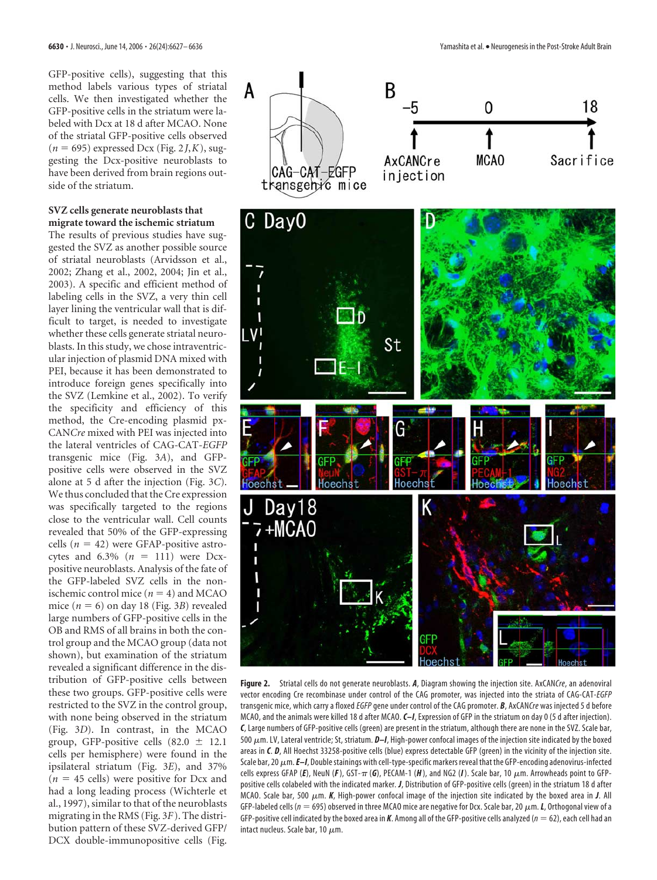GFP-positive cells), suggesting that this method labels various types of striatal cells. We then investigated whether the GFP-positive cells in the striatum were labeled with Dcx at 18 d after MCAO. None of the striatal GFP-positive cells observed ($n = 695$) expressed Dcx (Fig. 2*J*,*K*), suggesting the Dcx-positive neuroblasts to have been derived from brain regions outside of the striatum.

**SVZ cells generate neuroblasts that migrate toward the ischemic striatum**

The results of previous studies have suggested the SVZ as another possible source of striatal neuroblasts (Arvidsson et al., 2002; Zhang et al., 2002, 2004; Jin et al., 2003). A specific and efficient method of labeling cells in the SVZ, a very thin cell layer lining the ventricular wall that is difficult to target, is needed to investigate whether these cells generate striatal neuroblasts. In this study, we chose intraventricular injection of plasmid DNA mixed with PEI, because it has been demonstrated to introduce foreign genes specifically into the SVZ (Lemkine et al., 2002). To verify the specificity and efficiency of this method, the Cre-encoding plasmid px-CAN*Cre* mixed with PEI was injected into the lateral ventricles of CAG-CAT-*EGFP* transgenic mice (Fig. 3*A*), and GFP-positive cells were observed in the SVZ alone at 5 d after the injection (Fig. 3*C*). We thus concluded that the Cre expression was specifically targeted to the regions close to the ventricular wall. Cell counts revealed that 50% of the GFP-expressing cells ($n = 42$) were GFAP-positive astrocytes and 6.3% ($n = 111$) were Dcx-positive neuroblasts. Analysis of the fate of the GFP-labeled SVZ cells in the nonischemic control mice ($n = 4$) and MCAO mice ($n = 6$) on day 18 (Fig. 3*B*) revealed large numbers of GFP-positive cells in the OB and RMS of all brains in both the control group and the MCAO group (data not shown), but examination of the striatum revealed a significant difference in the distribution of GFP-positive cells between these two groups. GFP-positive cells were restricted to the SVZ in the control group, with none being observed in the striatum (Fig. 3*D*). In contrast, in the MCAO group, GFP-positive cells ($82.0 \pm 12.1$ cells per hemisphere) were found in the ipsilateral striatum (Fig. 3*E*), and 37% ($n = 45$ cells) were positive for Dcx and had a long leading process (Wichterle et al., 1997), similar to that of the neuroblasts migrating in the RMS (Fig. 3*F*). The distribution pattern of these SVZ-derived GFP/DCX double-immunopositive cells (Fig.

**Figure 2.** Striatal cells do not generate neuroblasts. ***A***, Diagram showing the injection site. AxCAN*Cre*, an adenoviral vector encoding Cre recombinase under control of the CAG promoter, was injected into the striata of CAG-CAT-*EGFP* transgenic mice, which carry a floxed *EGFP* gene under control of the CAG promoter. ***B***, AxCAN*Cre* was injected 5 d before MCAO, and the animals were killed 18 d after MCAO. ***C–I***, Expression of GFP in the striatum on day 0 (5 d after injection). ***C***, Large numbers of GFP-positive cells (green) are present in the striatum, although there are none in the SVZ. Scale bar, 500 μm. LV, Lateral ventricle; St, striatum. ***D–I***, High-power confocal images of the injection site indicated by the boxed areas in ***C***. ***D***, All Hoechst 33258-positive cells (blue) express detectable GFP (green) in the vicinity of the injection site. Scale bar, 20 μm. ***E–I***, Double stainings with cell-type-specific markers reveal that the GFP-encoding adenovirus-infected cells express GFAP (***E***), NeuN (***F***), GST-π (***G***), PECAM-1 (***H***), and NG2 (***I***). Scale bar, 10 μm. Arrowheads point to GFP-positive cells colabeled with the indicated marker. ***J***, Distribution of GFP-positive cells (green) in the striatum 18 d after MCAO. Scale bar, 500 μm. ***K***, High-power confocal image of the injection site indicated by the boxed area in ***J***. All GFP-labeled cells ($n = 695$) observed in three MCAO mice are negative for Dcx. Scale bar, 20 μm. ***L***, Orthogonal view of a GFP-positive cell indicated by the boxed area in ***K***. Among all of the GFP-positive cells analyzed ($n = 62$), each cell had an intact nucleus. Scale bar, 10 μm.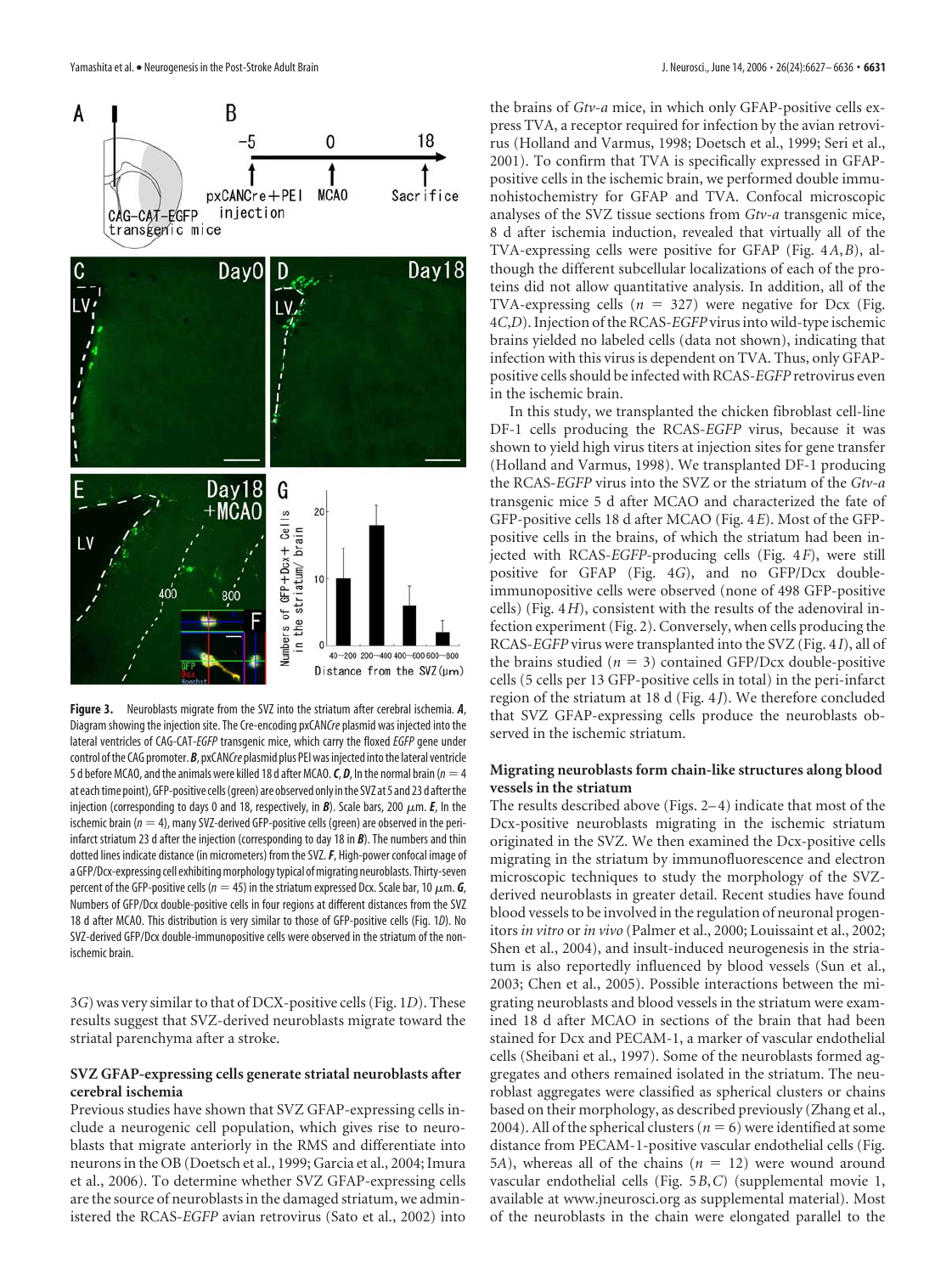**Figure 3.** Neuroblasts migrate from the SVZ into the striatum after cerebral ischemia. ***A***, Diagram showing the injection site. The Cre-encoding pxCAN*Cre* plasmid was injected into the lateral ventricles of CAG-CAT-*EGFP* transgenic mice, which carry the floxed *EGFP* gene under control of the CAG promoter. ***B***, pxCAN*Cre* plasmid plus PEI was injected into the lateral ventricle 5 d before MCAO, and the animals were killed 18 d after MCAO. ***C***, ***D***, In the normal brain ($n = 4$ at each time point), GFP-positive cells (green) are observed only in the SVZ at 5 and 23 d after the injection (corresponding to days 0 and 18, respectively, in ***B***). Scale bars, 200 $\mu$m. ***E***, In the ischemic brain ($n = 4$), many SVZ-derived GFP-positive cells (green) are observed in the peri-infarct striatum 23 d after the injection (corresponding to day 18 in ***B***). The numbers and thin dotted lines indicate distance (in micrometers) from the SVZ. ***F***, High-power confocal image of a GFP/Dcx-expressing cell exhibiting morphology typical of migrating neuroblasts. Thirty-seven percent of the GFP-positive cells ($n = 45$) in the striatum expressed Dcx. Scale bar, 10 $\mu$m. ***G***, Numbers of GFP/Dcx double-positive cells in four regions at different distances from the SVZ 18 d after MCAO. This distribution is very similar to those of GFP-positive cells (Fig. 1*D*). No SVZ-derived GFP/Dcx double-immunopositive cells were observed in the striatum of the non-ischemic brain.

3*G*) was very similar to that of DCX-positive cells (Fig. 1*D*). These results suggest that SVZ-derived neuroblasts migrate toward the striatal parenchyma after a stroke.

### SVZ GFAP-expressing cells generate striatal neuroblasts after cerebral ischemia

Previous studies have shown that SVZ GFAP-expressing cells include a neurogenic cell population, which gives rise to neuroblasts that migrate anteriorly in the RMS and differentiate into neurons in the OB (Doetsch et al., 1999; Garcia et al., 2004; Imura et al., 2006). To determine whether SVZ GFAP-expressing cells are the source of neuroblasts in the damaged striatum, we administered the RCAS-*EGFP* avian retrovirus (Sato et al., 2002) into the brains of *Gtv-a* mice, in which only GFAP-positive cells express TVA, a receptor required for infection by the avian retrovirus (Holland and Varmus, 1998; Doetsch et al., 1999; Seri et al., 2001). To confirm that TVA is specifically expressed in GFAP-positive cells in the ischemic brain, we performed double immunohistochemistry for GFAP and TVA. Confocal microscopic analyses of the SVZ tissue sections from *Gtv-a* transgenic mice, 8 d after ischemia induction, revealed that virtually all of the TVA-expressing cells were positive for GFAP (Fig. 4*A*,*B*), although the different subcellular localizations of each of the proteins did not allow quantitative analysis. In addition, all of the TVA-expressing cells ($n = 327$) were negative for Dcx (Fig. 4*C*,*D*). Injection of the RCAS-*EGFP* virus into wild-type ischemic brains yielded no labeled cells (data not shown), indicating that infection with this virus is dependent on TVA. Thus, only GFAP-positive cells should be infected with RCAS-*EGFP* retrovirus even in the ischemic brain.

In this study, we transplanted the chicken fibroblast cell-line DF-1 cells producing the RCAS-*EGFP* virus, because it was shown to yield high virus titers at injection sites for gene transfer (Holland and Varmus, 1998). We transplanted DF-1 producing the RCAS-*EGFP* virus into the SVZ or the striatum of the *Gtv-a* transgenic mice 5 d after MCAO and characterized the fate of GFP-positive cells 18 d after MCAO (Fig. 4*E*). Most of the GFP-positive cells in the brains, of which the striatum had been injected with RCAS-*EGFP*-producing cells (Fig. 4*F*), were still positive for GFAP (Fig. 4*G*), and no GFP/Dcx double-immunopositive cells were observed (none of 498 GFP-positive cells) (Fig. 4*H*), consistent with the results of the adenoviral infection experiment (Fig. 2). Conversely, when cells producing the RCAS-*EGFP* virus were transplanted into the SVZ (Fig. 4*I*), all of the brains studied ($n = 3$) contained GFP/Dcx double-positive cells (5 cells per 13 GFP-positive cells in total) in the peri-infarct region of the striatum at 18 d (Fig. 4*J*). We therefore concluded that SVZ GFAP-expressing cells produce the neuroblasts observed in the ischemic striatum.

### Migrating neuroblasts form chain-like structures along blood vessels in the striatum

The results described above (Figs. 2–4) indicate that most of the Dcx-positive neuroblasts migrating in the ischemic striatum originated in the SVZ. We then examined the Dcx-positive cells migrating in the striatum by immunofluorescence and electron microscopic techniques to study the morphology of the SVZ-derived neuroblasts in greater detail. Recent studies have found blood vessels to be involved in the regulation of neuronal progenitors *in vitro* or *in vivo* (Palmer et al., 2000; Louissaint et al., 2002; Shen et al., 2004), and insult-induced neurogenesis in the striatum is also reportedly influenced by blood vessels (Sun et al., 2003; Chen et al., 2005). Possible interactions between the migrating neuroblasts and blood vessels in the striatum were examined 18 d after MCAO in sections of the brain that had been stained for Dcx and PECAM-1, a marker of vascular endothelial cells (Sheibani et al., 1997). Some of the neuroblasts formed aggregates and others remained isolated in the striatum. The neuroblast aggregates were classified as spherical clusters or chains based on their morphology, as described previously (Zhang et al., 2004). All of the spherical clusters ($n = 6$) were identified at some distance from PECAM-1-positive vascular endothelial cells (Fig. 5*A*), whereas all of the chains ($n = 12$) were wound around vascular endothelial cells (Fig. 5*B*,*C*) (supplemental movie 1, available at www.jneurosci.org as supplemental material). Most of the neuroblasts in the chain were elongated parallel to the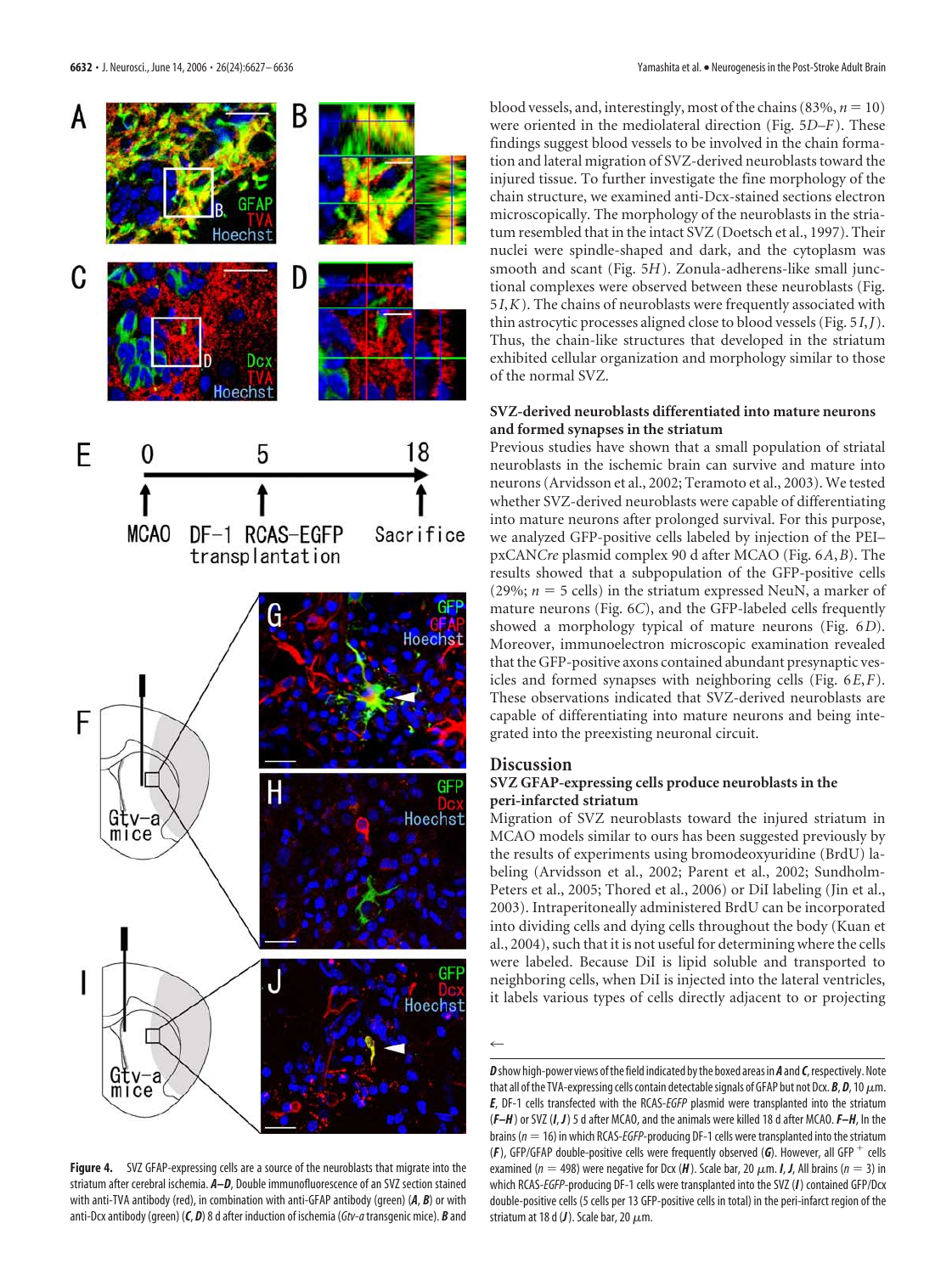blood vessels, and, interestingly, most of the chains (83%, $n = 10$) were oriented in the mediolateral direction (Fig. 5*D–F*). These findings suggest blood vessels to be involved in the chain formation and lateral migration of SVZ-derived neuroblasts toward the injured tissue. To further investigate the fine morphology of the chain structure, we examined anti-Dcx-stained sections electron microscopically. The morphology of the neuroblasts in the striatum resembled that in the intact SVZ (Doetsch et al., 1997). Their nuclei were spindle-shaped and dark, and the cytoplasm was smooth and scant (Fig. 5*H*). Zonula-adherens-like small junctional complexes were observed between these neuroblasts (Fig. 5*I*,*K*). The chains of neuroblasts were frequently associated with thin astrocytic processes aligned close to blood vessels (Fig. 5*I*,*J*). Thus, the chain-like structures that developed in the striatum exhibited cellular organization and morphology similar to those of the normal SVZ.

### SVZ-derived neuroblasts differentiated into mature neurons and formed synapses in the striatum

Previous studies have shown that a small population of striatal neuroblasts in the ischemic brain can survive and mature into neurons (Arvidsson et al., 2002; Teramoto et al., 2003). We tested whether SVZ-derived neuroblasts were capable of differentiating into mature neurons after prolonged survival. For this purpose, we analyzed GFP-positive cells labeled by injection of the PEI–pxCAN*Cre* plasmid complex 90 d after MCAO (Fig. 6*A*,*B*). The results showed that a subpopulation of the GFP-positive cells (29%; $n = 5$ cells) in the striatum expressed NeuN, a marker of mature neurons (Fig. 6*C*), and the GFP-labeled cells frequently showed a morphology typical of mature neurons (Fig. 6*D*). Moreover, immunoelectron microscopic examination revealed that the GFP-positive axons contained abundant presynaptic vesicles and formed synapses with neighboring cells (Fig. 6*E*,*F*). These observations indicated that SVZ-derived neuroblasts are capable of differentiating into mature neurons and being integrated into the preexisting neuronal circuit.

## Discussion

### SVZ GFAP-expressing cells produce neuroblasts in the peri-infarcted striatum

Migration of SVZ neuroblasts toward the injured striatum in MCAO models similar to ours has been suggested previously by the results of experiments using bromodeoxyuridine (BrdU) labeling (Arvidsson et al., 2002; Parent et al., 2002; Sundholm-Peters et al., 2005; Thored et al., 2006) or DiI labeling (Jin et al., 2003). Intraperitoneally administered BrdU can be incorporated into dividing cells and dying cells throughout the body (Kuan et al., 2004), such that it is not useful for determining where the cells were labeled. Because DiI is lipid soluble and transported to neighboring cells, when DiI is injected into the lateral ventricles, it labels various types of cells directly adjacent to or projecting

**Figure 4.** SVZ GFAP-expressing cells are a source of the neuroblasts that migrate into the striatum after cerebral ischemia. ***A–D***, Double immunofluorescence of an SVZ section stained with anti-TVA antibody (red), in combination with anti-GFAP antibody (green) (***A***, ***B***) or with anti-Dcx antibody (green) (***C***, ***D***) 8 d after induction of ischemia (*Gtv-a* transgenic mice). ***B*** and ***D*** show high-power views of the field indicated by the boxed areas in ***A*** and ***C***, respectively. Note that all of the TVA-expressing cells contain detectable signals of GFAP but not Dcx. ***B***, ***D***, 10 μm. ***E***, DF-1 cells transfected with the RCAS-*EGFP* plasmid were transplanted into the striatum (***F–H***) or SVZ (***I***, ***J***) 5 d after MCAO, and the animals were killed 18 d after MCAO. ***F–H***, In the brains ($n = 16$) in which RCAS-*EGFP*-producing DF-1 cells were transplanted into the striatum (***F***), GFP/GFAP double-positive cells were frequently observed (***G***). However, all GFP$^+$ cells examined ($n = 498$) were negative for Dcx (***H***). Scale bar, 20 μm. ***I***, ***J***, All brains ($n = 3$) in which RCAS-*EGFP*-producing DF-1 cells were transplanted into the SVZ (***I***) contained GFP/Dcx double-positive cells (5 cells per 13 GFP-positive cells in total) in the peri-infarct region of the striatum at 18 d (***J***). Scale bar, 20 μm.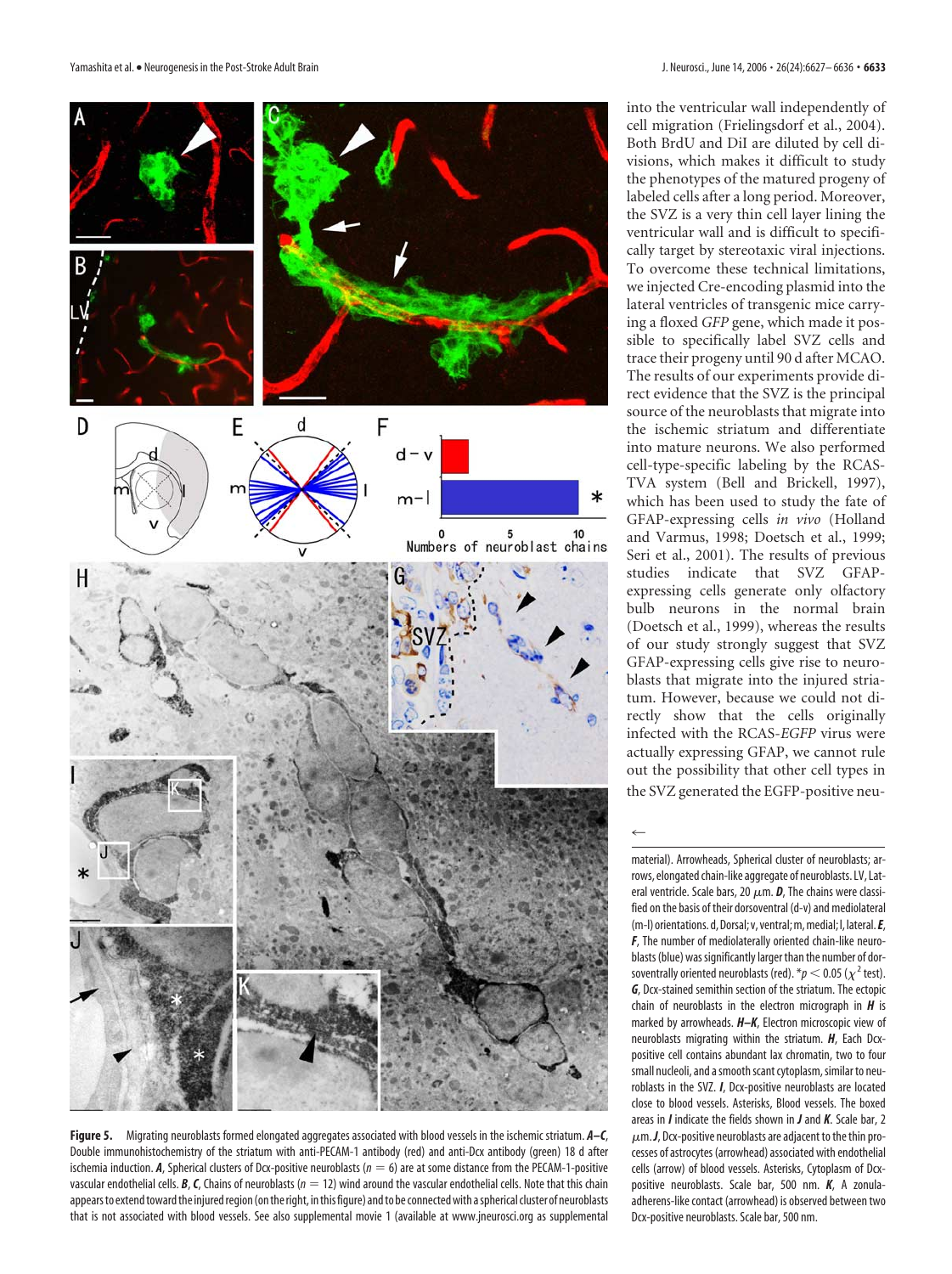into the ventricular wall independently of cell migration (Frielingsdorf et al., 2004). Both BrdU and DiI are diluted by cell divisions, which makes it difficult to study the phenotypes of the matured progeny of labeled cells after a long period. Moreover, the SVZ is a very thin cell layer lining the ventricular wall and is difficult to specifically target by stereotaxic viral injections. To overcome these technical limitations, we injected Cre-encoding plasmid into the lateral ventricles of transgenic mice carrying a floxed *GFP* gene, which made it possible to specifically label SVZ cells and trace their progeny until 90 d after MCAO. The results of our experiments provide direct evidence that the SVZ is the principal source of the neuroblasts that migrate into the ischemic striatum and differentiate into mature neurons. We also performed cell-type-specific labeling by the RCAS-TVA system (Bell and Brickell, 1997), which has been used to study the fate of GFAP-expressing cells *in vivo* (Holland and Varmus, 1998; Doetsch et al., 1999; Seri et al., 2001). The results of previous studies indicate that SVZ GFAP-expressing cells generate only olfactory bulb neurons in the normal brain (Doetsch et al., 1999), whereas the results of our study strongly suggest that SVZ GFAP-expressing cells give rise to neuroblasts that migrate into the injured striatum. However, because we could not directly show that the cells originally infected with the RCAS-*EGFP* virus were actually expressing GFAP, we cannot rule out the possibility that other cell types in the SVZ generated the EGFP-positive neu-

**Figure 5.** Migrating neuroblasts formed elongated aggregates associated with blood vessels in the ischemic striatum. ***A–C***, Double immunohistochemistry of the striatum with anti-PECAM-1 antibody (red) and anti-Dcx antibody (green) 18 d after ischemia induction. ***A***, Spherical clusters of Dcx-positive neuroblasts ($n = 6$) are at some distance from the PECAM-1-positive vascular endothelial cells. ***B***, ***C***, Chains of neuroblasts ($n = 12$) wind around the vascular endothelial cells. Note that this chain appears to extend toward the injured region (on the right, in this figure) and to be connected with a spherical cluster of neuroblasts that is not associated with blood vessels. See also supplemental movie 1 (available at www.jneurosci.org as supplemental material). Arrowheads, Spherical cluster of neuroblasts; arrows, elongated chain-like aggregate of neuroblasts. LV, Lateral ventricle. Scale bars, 20 $\mu$m. ***D***, The chains were classified on the basis of their dorsoventral (d-v) and mediolateral (m-l) orientations. d, Dorsal; v, ventral; m, medial; l, lateral. ***E***, ***F***, The number of mediolaterally oriented chain-like neuroblasts (blue) was significantly larger than the number of dorsoventrally oriented neuroblasts (red). $*p < 0.05$ ($\chi^2$ test). ***G***, Dcx-stained semithin section of the striatum. The ectopic chain of neuroblasts in the electron micrograph in ***H*** is marked by arrowheads. ***H–K***, Electron microscopic view of neuroblasts migrating within the striatum. ***H***, Each Dcx-positive cell contains abundant lax chromatin, two to four small nucleoli, and a smooth scant cytoplasm, similar to neuroblasts in the SVZ. ***I***, Dcx-positive neuroblasts are located close to blood vessels. Asterisks, Blood vessels. The boxed areas in ***I*** indicate the fields shown in ***J*** and ***K***. Scale bar, 2 $\mu$m. ***J***, Dcx-positive neuroblasts are adjacent to the thin processes of astrocytes (arrowhead) associated with endothelial cells (arrow) of blood vessels. Asterisks, Cytoplasm of Dcx-positive neuroblasts. Scale bar, 500 nm. ***K***, A zonula-adherens-like contact (arrowhead) is observed between two Dcx-positive neuroblasts. Scale bar, 500 nm.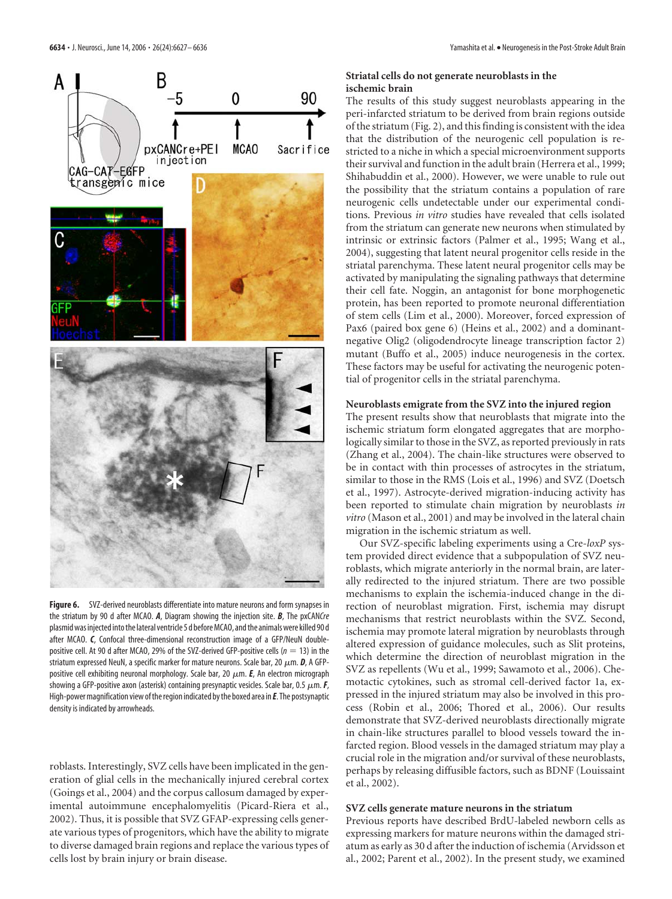**Figure 6.** SVZ-derived neuroblasts differentiate into mature neurons and form synapses in the striatum by 90 d after MCAO. ***A***, Diagram showing the injection site. ***B***, The pxCAN*Cre* plasmid was injected into the lateral ventricle 5 d before MCAO, and the animals were killed 90 d after MCAO. ***C***, Confocal three-dimensional reconstruction image of a GFP/NeuN double-positive cell. At 90 d after MCAO, 29% of the SVZ-derived GFP-positive cells ($n = 13$) in the striatum expressed NeuN, a specific marker for mature neurons. Scale bar, 20 μm. ***D***, A GFP-positive cell exhibiting neuronal morphology. Scale bar, 20 μm. ***E***, An electron micrograph showing a GFP-positive axon (asterisk) containing presynaptic vesicles. Scale bar, 0.5 μm. ***F***, High-power magnification view of the region indicated by the boxed area in ***E***. The postsynaptic density is indicated by arrowheads.

roblasts. Interestingly, SVZ cells have been implicated in the generation of glial cells in the mechanically injured cerebral cortex (Goings et al., 2004) and the corpus callosum damaged by experimental autoimmune encephalomyelitis (Picard-Riera et al., 2002). Thus, it is possible that SVZ GFAP-expressing cells generate various types of progenitors, which have the ability to migrate to diverse damaged brain regions and replace the various types of cells lost by brain injury or brain disease.

### Striatal cells do not generate neuroblasts in the ischemic brain

The results of this study suggest neuroblasts appearing in the peri-infarcted striatum to be derived from brain regions outside of the striatum (Fig. 2), and this finding is consistent with the idea that the distribution of the neurogenic cell population is restricted to a niche in which a special microenvironment supports their survival and function in the adult brain (Herrera et al., 1999; Shihabuddin et al., 2000). However, we were unable to rule out the possibility that the striatum contains a population of rare neurogenic cells undetectable under our experimental conditions. Previous *in vitro* studies have revealed that cells isolated from the striatum can generate new neurons when stimulated by intrinsic or extrinsic factors (Palmer et al., 1995; Wang et al., 2004), suggesting that latent neural progenitor cells reside in the striatal parenchyma. These latent neural progenitor cells may be activated by manipulating the signaling pathways that determine their cell fate. Noggin, an antagonist for bone morphogenetic protein, has been reported to promote neuronal differentiation of stem cells (Lim et al., 2000). Moreover, forced expression of Pax6 (paired box gene 6) (Heins et al., 2002) and a dominant-negative Olig2 (oligodendrocyte lineage transcription factor 2) mutant (Buffo et al., 2005) induce neurogenesis in the cortex. These factors may be useful for activating the neurogenic potential of progenitor cells in the striatal parenchyma.

### Neuroblasts emigrate from the SVZ into the injured region

The present results show that neuroblasts that migrate into the ischemic striatum form elongated aggregates that are morphologically similar to those in the SVZ, as reported previously in rats (Zhang et al., 2004). The chain-like structures were observed to be in contact with thin processes of astrocytes in the striatum, similar to those in the RMS (Lois et al., 1996) and SVZ (Doetsch et al., 1997). Astrocyte-derived migration-inducing activity has been reported to stimulate chain migration by neuroblasts *in vitro* (Mason et al., 2001) and may be involved in the lateral chain migration in the ischemic striatum as well.

Our SVZ-specific labeling experiments using a Cre-*loxP* system provided direct evidence that a subpopulation of SVZ neuroblasts, which migrate anteriorly in the normal brain, are laterally redirected to the injured striatum. There are two possible mechanisms to explain the ischemia-induced change in the direction of neuroblast migration. First, ischemia may disrupt mechanisms that restrict neuroblasts within the SVZ. Second, ischemia may promote lateral migration by neuroblasts through altered expression of guidance molecules, such as Slit proteins, which determine the direction of neuroblast migration in the SVZ as repellents (Wu et al., 1999; Sawamoto et al., 2006). Chemotactic cytokines, such as stromal cell-derived factor 1a, expressed in the injured striatum may also be involved in this process (Robin et al., 2006; Thored et al., 2006). Our results demonstrate that SVZ-derived neuroblasts directionally migrate in chain-like structures parallel to blood vessels toward the infarcted region. Blood vessels in the damaged striatum may play a crucial role in the migration and/or survival of these neuroblasts, perhaps by releasing diffusible factors, such as BDNF (Louissaint et al., 2002).

### SVZ cells generate mature neurons in the striatum

Previous reports have described BrdU-labeled newborn cells as expressing markers for mature neurons within the damaged striatum as early as 30 d after the induction of ischemia (Arvidsson et al., 2002; Parent et al., 2002). In the present study, we examined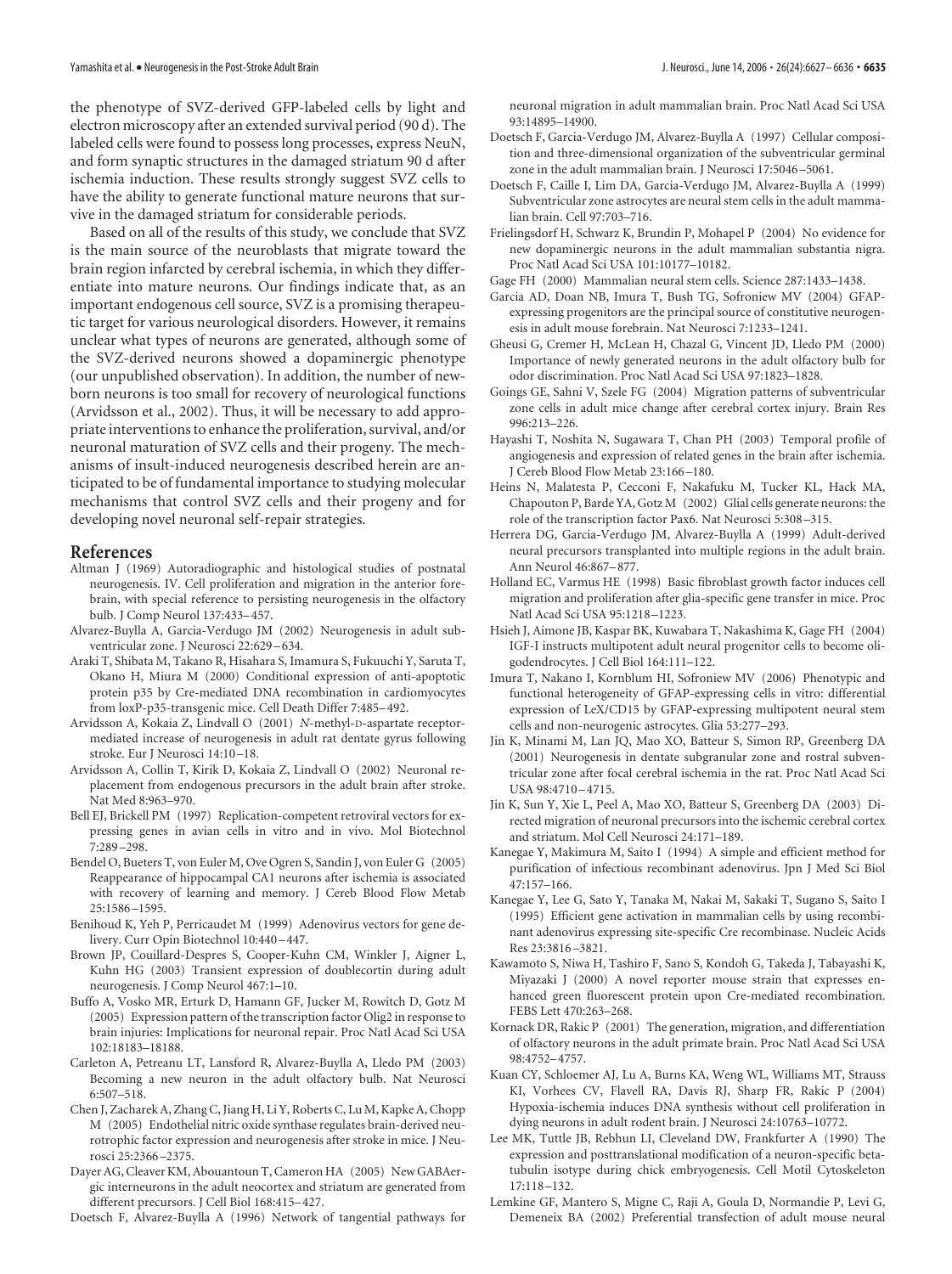the phenotype of SVZ-derived GFP-labeled cells by light and electron microscopy after an extended survival period (90 d). The labeled cells were found to possess long processes, express NeuN, and form synaptic structures in the damaged striatum 90 d after ischemia induction. These results strongly suggest SVZ cells to have the ability to generate functional mature neurons that survive in the damaged striatum for considerable periods.

Based on all of the results of this study, we conclude that SVZ is the main source of the neuroblasts that migrate toward the brain region infarcted by cerebral ischemia, in which they differentiate into mature neurons. Our findings indicate that, as an important endogenous cell source, SVZ is a promising therapeutic target for various neurological disorders. However, it remains unclear what types of neurons are generated, although some of the SVZ-derived neurons showed a dopaminergic phenotype (our unpublished observation). In addition, the number of newborn neurons is too small for recovery of neurological functions (Arvidsson et al., 2002). Thus, it will be necessary to add appropriate interventions to enhance the proliferation, survival, and/or neuronal maturation of SVZ cells and their progeny. The mechanisms of insult-induced neurogenesis described herein are anticipated to be of fundamental importance to studying molecular mechanisms that control SVZ cells and their progeny and for developing novel neuronal self-repair strategies.

## References

Altman J (1969) Autoradiographic and histological studies of postnatal neurogenesis. IV. Cell proliferation and migration in the anterior forebrain, with special reference to persisting neurogenesis in the olfactory bulb. J Comp Neurol 137:433–457.

Alvarez-Buylla A, Garcia-Verdugo JM (2002) Neurogenesis in adult subventricular zone. J Neurosci 22:629–634.

Araki T, Shibata M, Takano R, Hisahara S, Imamura S, Fuukuchi Y, Saruta T, Okano H, Miura M (2000) Conditional expression of anti-apoptotic protein p35 by Cre-mediated DNA recombination in cardiomyocytes from loxP-p35-transgenic mice. Cell Death Differ 7:485–492.

Arvidsson A, Kokaia Z, Lindvall O (2001) *N*-methyl-D-aspartate receptor-mediated increase of neurogenesis in adult rat dentate gyrus following stroke. Eur J Neurosci 14:10–18.

Arvidsson A, Collin T, Kirik D, Kokaia Z, Lindvall O (2002) Neuronal replacement from endogenous precursors in the adult brain after stroke. Nat Med 8:963–970.

Bell EJ, Brickell PM (1997) Replication-competent retroviral vectors for expressing genes in avian cells in vitro and in vivo. Mol Biotechnol 7:289–298.

Bendel O, Bueters T, von Euler M, Ove Ogren S, Sandin J, von Euler G (2005) Reappearance of hippocampal CA1 neurons after ischemia is associated with recovery of learning and memory. J Cereb Blood Flow Metab 25:1586–1595.

Benihoud K, Yeh P, Perricaudet M (1999) Adenovirus vectors for gene delivery. Curr Opin Biotechnol 10:440–447.

Brown JP, Couillard-Despres S, Cooper-Kuhn CM, Winkler J, Aigner L, Kuhn HG (2003) Transient expression of doublecortin during adult neurogenesis. J Comp Neurol 467:1–10.

Buffo A, Vosko MR, Erturk D, Hamann GF, Jucker M, Rowitch D, Gotz M (2005) Expression pattern of the transcription factor Olig2 in response to brain injuries: Implications for neuronal repair. Proc Natl Acad Sci USA 102:18183–18188.

Carleton A, Petreanu LT, Lansford R, Alvarez-Buylla A, Lledo PM (2003) Becoming a new neuron in the adult olfactory bulb. Nat Neurosci 6:507–518.

Chen J, Zacharek A, Zhang C, Jiang H, Li Y, Roberts C, Lu M, Kapke A, Chopp M (2005) Endothelial nitric oxide synthase regulates brain-derived neurotrophic factor expression and neurogenesis after stroke in mice. J Neurosci 25:2366–2375.

Dayer AG, Cleaver KM, Abouantoun T, Cameron HA (2005) New GABAergic interneurons in the adult neocortex and striatum are generated from different precursors. J Cell Biol 168:415–427.

Doetsch F, Alvarez-Buylla A (1996) Network of tangential pathways for neuronal migration in adult mammalian brain. Proc Natl Acad Sci USA 93:14895–14900.

Doetsch F, Garcia-Verdugo JM, Alvarez-Buylla A (1997) Cellular composition and three-dimensional organization of the subventricular germinal zone in the adult mammalian brain. J Neurosci 17:5046–5061.

Doetsch F, Caille I, Lim DA, Garcia-Verdugo JM, Alvarez-Buylla A (1999) Subventricular zone astrocytes are neural stem cells in the adult mammalian brain. Cell 97:703–716.

Frielingsdorf H, Schwarz K, Brundin P, Mohapel P (2004) No evidence for new dopaminergic neurons in the adult mammalian substantia nigra. Proc Natl Acad Sci USA 101:10177–10182.

Gage FH (2000) Mammalian neural stem cells. Science 287:1433–1438.

Garcia AD, Doan NB, Imura T, Bush TG, Sofroniew MV (2004) GFAP-expressing progenitors are the principal source of constitutive neurogenesis in adult mouse forebrain. Nat Neurosci 7:1233–1241.

Gheusi G, Cremer H, McLean H, Chazal G, Vincent JD, Lledo PM (2000) Importance of newly generated neurons in the adult olfactory bulb for odor discrimination. Proc Natl Acad Sci USA 97:1823–1828.

Goings GE, Sahni V, Szele FG (2004) Migration patterns of subventricular zone cells in adult mice change after cerebral cortex injury. Brain Res 996:213–226.

Hayashi T, Noshita N, Sugawara T, Chan PH (2003) Temporal profile of angiogenesis and expression of related genes in the brain after ischemia. J Cereb Blood Flow Metab 23:166–180.

Heins N, Malatesta P, Cecconi F, Nakafuku M, Tucker KL, Hack MA, Chapouton P, Barde YA, Gotz M (2002) Glial cells generate neurons: the role of the transcription factor Pax6. Nat Neurosci 5:308–315.

Herrera DG, Garcia-Verdugo JM, Alvarez-Buylla A (1999) Adult-derived neural precursors transplanted into multiple regions in the adult brain. Ann Neurol 46:867–877.

Holland EC, Varmus HE (1998) Basic fibroblast growth factor induces cell migration and proliferation after glia-specific gene transfer in mice. Proc Natl Acad Sci USA 95:1218–1223.

Hsieh J, Aimone JB, Kaspar BK, Kuwabara T, Nakashima K, Gage FH (2004) IGF-I instructs multipotent adult neural progenitor cells to become oligodendrocytes. J Cell Biol 164:111–122.

Imura T, Nakano I, Kornblum HI, Sofroniew MV (2006) Phenotypic and functional heterogeneity of GFAP-expressing cells in vitro: differential expression of LeX/CD15 by GFAP-expressing multipotent neural stem cells and non-neurogenic astrocytes. Glia 53:277–293.

Jin K, Minami M, Lan JQ, Mao XO, Batteur S, Simon RP, Greenberg DA (2001) Neurogenesis in dentate subgranular zone and rostral subventricular zone after focal cerebral ischemia in the rat. Proc Natl Acad Sci USA 98:4710–4715.

Jin K, Sun Y, Xie L, Peel A, Mao XO, Batteur S, Greenberg DA (2003) Directed migration of neuronal precursors into the ischemic cerebral cortex and striatum. Mol Cell Neurosci 24:171–189.

Kanegae Y, Makimura M, Saito I (1994) A simple and efficient method for purification of infectious recombinant adenovirus. Jpn J Med Sci Biol 47:157–166.

Kanegae Y, Lee G, Sato Y, Tanaka M, Nakai M, Sakaki T, Sugano S, Saito I (1995) Efficient gene activation in mammalian cells by using recombinant adenovirus expressing site-specific Cre recombinase. Nucleic Acids Res 23:3816–3821.

Kawamoto S, Niwa H, Tashiro F, Sano S, Kondoh G, Takeda J, Tabayashi K, Miyazaki J (2000) A novel reporter mouse strain that expresses enhanced green fluorescent protein upon Cre-mediated recombination. FEBS Lett 470:263–268.

Kornack DR, Rakic P (2001) The generation, migration, and differentiation of olfactory neurons in the adult primate brain. Proc Natl Acad Sci USA 98:4752–4757.

Kuan CY, Schloemer AJ, Lu A, Burns KA, Weng WL, Williams MT, Strauss KI, Vorhees CV, Flavell RA, Davis RJ, Sharp FR, Rakic P (2004) Hypoxia-ischemia induces DNA synthesis without cell proliferation in dying neurons in adult rodent brain. J Neurosci 24:10763–10772.

Lee MK, Tuttle JB, Rebhun LI, Cleveland DW, Frankfurter A (1990) The expression and posttranslational modification of a neuron-specific beta-tubulin isotype during chick embryogenesis. Cell Motil Cytoskeleton 17:118–132.

Lemkine GF, Mantero S, Migne C, Raji A, Goula D, Normandie P, Levi G, Demeneix BA (2002) Preferential transfection of adult mouse neural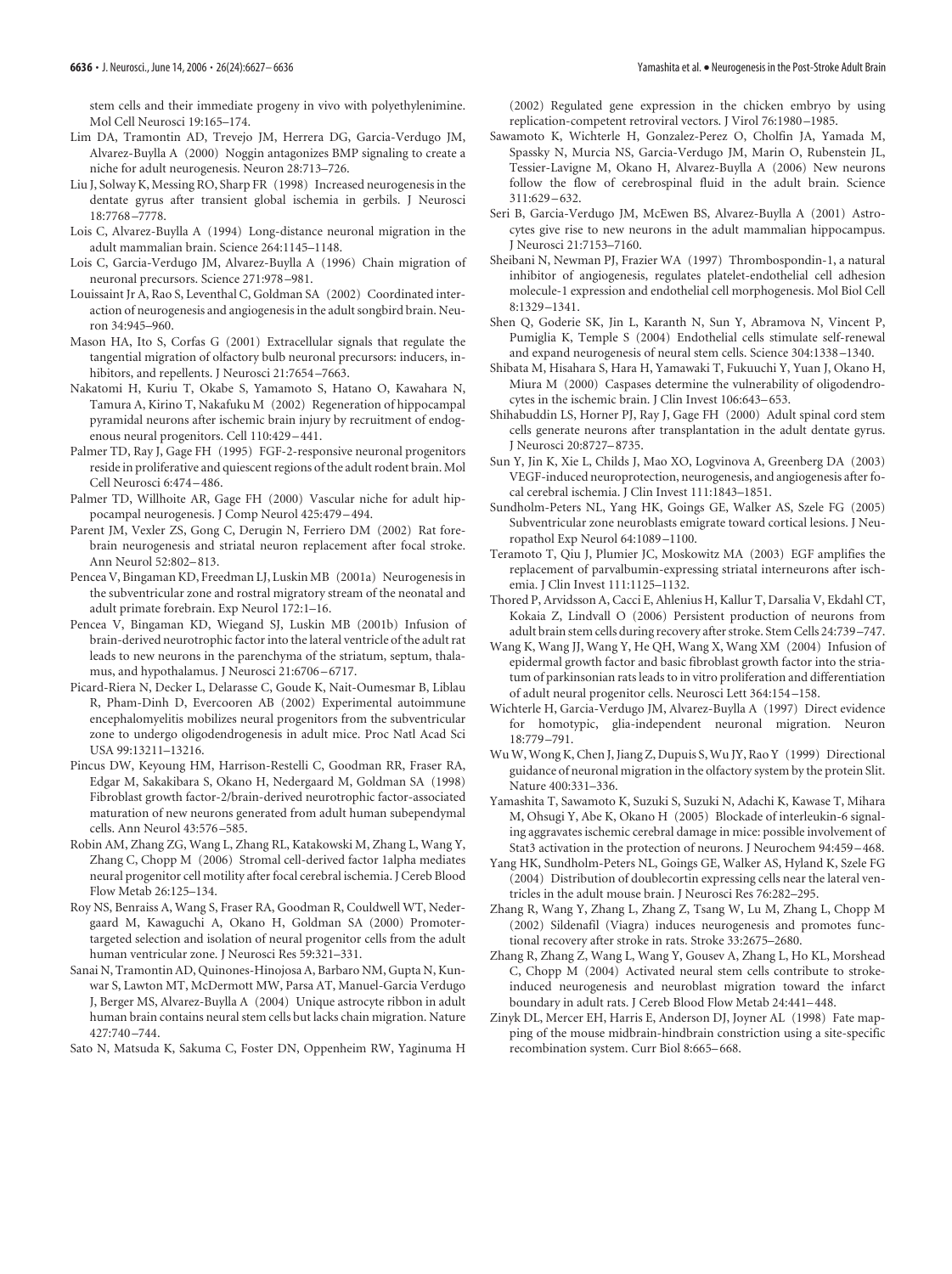stem cells and their immediate progeny in vivo with polyethylenimine. Mol Cell Neurosci 19:165–174.

Lim DA, Tramontin AD, Trevejo JM, Herrera DG, Garcia-Verdugo JM, Alvarez-Buylla A (2000) Noggin antagonizes BMP signaling to create a niche for adult neurogenesis. Neuron 28:713–726.

Liu J, Solway K, Messing RO, Sharp FR (1998) Increased neurogenesis in the dentate gyrus after transient global ischemia in gerbils. J Neurosci 18:7768–7778.

Lois C, Alvarez-Buylla A (1994) Long-distance neuronal migration in the adult mammalian brain. Science 264:1145–1148.

Lois C, Garcia-Verdugo JM, Alvarez-Buylla A (1996) Chain migration of neuronal precursors. Science 271:978–981.

Louissaint Jr A, Rao S, Leventhal C, Goldman SA (2002) Coordinated interaction of neurogenesis and angiogenesis in the adult songbird brain. Neuron 34:945–960.

Mason HA, Ito S, Corfas G (2001) Extracellular signals that regulate the tangential migration of olfactory bulb neuronal precursors: inducers, inhibitors, and repellents. J Neurosci 21:7654–7663.

Nakatomi H, Kuriu T, Okabe S, Yamamoto S, Hatano O, Kawahara N, Tamura A, Kirino T, Nakafuku M (2002) Regeneration of hippocampal pyramidal neurons after ischemic brain injury by recruitment of endogenous neural progenitors. Cell 110:429–441.

Palmer TD, Ray J, Gage FH (1995) FGF-2-responsive neuronal progenitors reside in proliferative and quiescent regions of the adult rodent brain. Mol Cell Neurosci 6:474–486.

Palmer TD, Willhoite AR, Gage FH (2000) Vascular niche for adult hippocampal neurogenesis. J Comp Neurol 425:479–494.

Parent JM, Vexler ZS, Gong C, Derugin N, Ferriero DM (2002) Rat forebrain neurogenesis and striatal neuron replacement after focal stroke. Ann Neurol 52:802–813.

Pencea V, Bingaman KD, Freedman LJ, Luskin MB (2001a) Neurogenesis in the subventricular zone and rostral migratory stream of the neonatal and adult primate forebrain. Exp Neurol 172:1–16.

Pencea V, Bingaman KD, Wiegand SJ, Luskin MB (2001b) Infusion of brain-derived neurotrophic factor into the lateral ventricle of the adult rat leads to new neurons in the parenchyma of the striatum, septum, thalamus, and hypothalamus. J Neurosci 21:6706–6717.

Picard-Riera N, Decker L, Delarasse C, Goude K, Nait-Oumesmar B, Liblau R, Pham-Dinh D, Evercooren AB (2002) Experimental autoimmune encephalomyelitis mobilizes neural progenitors from the subventricular zone to undergo oligodendrogenesis in adult mice. Proc Natl Acad Sci USA 99:13211–13216.

Pincus DW, Keyoung HM, Harrison-Restelli C, Goodman RR, Fraser RA, Edgar M, Sakakibara S, Okano H, Nedergaard M, Goldman SA (1998) Fibroblast growth factor-2/brain-derived neurotrophic factor-associated maturation of new neurons generated from adult human subependymal cells. Ann Neurol 43:576–585.

Robin AM, Zhang ZG, Wang L, Zhang RL, Katakowski M, Zhang L, Wang Y, Zhang C, Chopp M (2006) Stromal cell-derived factor 1alpha mediates neural progenitor cell motility after focal cerebral ischemia. J Cereb Blood Flow Metab 26:125–134.

Roy NS, Benraiss A, Wang S, Fraser RA, Goodman R, Couldwell WT, Nedergaard M, Kawaguchi A, Okano H, Goldman SA (2000) Promoter-targeted selection and isolation of neural progenitor cells from the adult human ventricular zone. J Neurosci Res 59:321–331.

Sanai N, Tramontin AD, Quinones-Hinojosa A, Barbaro NM, Gupta N, Kunwar S, Lawton MT, McDermott MW, Parsa AT, Manuel-Garcia Verdugo J, Berger MS, Alvarez-Buylla A (2004) Unique astrocyte ribbon in adult human brain contains neural stem cells but lacks chain migration. Nature 427:740–744.

Sato N, Matsuda K, Sakuma C, Foster DN, Oppenheim RW, Yaginuma H (2002) Regulated gene expression in the chicken embryo by using replication-competent retroviral vectors. J Virol 76:1980–1985.

Sawamoto K, Wichterle H, Gonzalez-Perez O, Cholfin JA, Yamada M, Spassky N, Murcia NS, Garcia-Verdugo JM, Marin O, Rubenstein JL, Tessier-Lavigne M, Okano H, Alvarez-Buylla A (2006) New neurons follow the flow of cerebrospinal fluid in the adult brain. Science 311:629–632.

Seri B, Garcia-Verdugo JM, McEwen BS, Alvarez-Buylla A (2001) Astrocytes give rise to new neurons in the adult mammalian hippocampus. J Neurosci 21:7153–7160.

Sheibani N, Newman PJ, Frazier WA (1997) Thrombospondin-1, a natural inhibitor of angiogenesis, regulates platelet-endothelial cell adhesion molecule-1 expression and endothelial cell morphogenesis. Mol Biol Cell 8:1329–1341.

Shen Q, Goderie SK, Jin L, Karanth N, Sun Y, Abramova N, Vincent P, Pumiglia K, Temple S (2004) Endothelial cells stimulate self-renewal and expand neurogenesis of neural stem cells. Science 304:1338–1340.

Shibata M, Hisahara S, Hara H, Yamawaki T, Fukuuchi Y, Yuan J, Okano H, Miura M (2000) Caspases determine the vulnerability of oligodendrocytes in the ischemic brain. J Clin Invest 106:643–653.

Shihabuddin LS, Horner PJ, Ray J, Gage FH (2000) Adult spinal cord stem cells generate neurons after transplantation in the adult dentate gyrus. J Neurosci 20:8727–8735.

Sun Y, Jin K, Xie L, Childs J, Mao XO, Logvinova A, Greenberg DA (2003) VEGF-induced neuroprotection, neurogenesis, and angiogenesis after focal cerebral ischemia. J Clin Invest 111:1843–1851.

Sundholm-Peters NL, Yang HK, Goings GE, Walker AS, Szele FG (2005) Subventricular zone neuroblasts emigrate toward cortical lesions. J Neuropathol Exp Neurol 64:1089–1100.

Teramoto T, Qiu J, Plumier JC, Moskowitz MA (2003) EGF amplifies the replacement of parvalbumin-expressing striatal interneurons after ischemia. J Clin Invest 111:1125–1132.

Thored P, Arvidsson A, Cacci E, Ahlenius H, Kallur T, Darsalia V, Ekdahl CT, Kokaia Z, Lindvall O (2006) Persistent production of neurons from adult brain stem cells during recovery after stroke. Stem Cells 24:739–747.

Wang K, Wang JJ, Wang Y, He QH, Wang X, Wang XM (2004) Infusion of epidermal growth factor and basic fibroblast growth factor into the striatum of parkinsonian rats leads to in vitro proliferation and differentiation of adult neural progenitor cells. Neurosci Lett 364:154–158.

Wichterle H, Garcia-Verdugo JM, Alvarez-Buylla A (1997) Direct evidence for homotypic, glia-independent neuronal migration. Neuron 18:779–791.

Wu W, Wong K, Chen J, Jiang Z, Dupuis S, Wu JY, Rao Y (1999) Directional guidance of neuronal migration in the olfactory system by the protein Slit. Nature 400:331–336.

Yamashita T, Sawamoto K, Suzuki S, Suzuki N, Adachi K, Kawase T, Mihara M, Ohsugi Y, Abe K, Okano H (2005) Blockade of interleukin-6 signaling aggravates ischemic cerebral damage in mice: possible involvement of Stat3 activation in the protection of neurons. J Neurochem 94:459–468.

Yang HK, Sundholm-Peters NL, Goings GE, Walker AS, Hyland K, Szele FG (2004) Distribution of doublecortin expressing cells near the lateral ventricles in the adult mouse brain. J Neurosci Res 76:282–295.

Zhang R, Wang Y, Zhang L, Zhang Z, Tsang W, Lu M, Zhang L, Chopp M (2002) Sildenafil (Viagra) induces neurogenesis and promotes functional recovery after stroke in rats. Stroke 33:2675–2680.

Zhang R, Zhang Z, Wang L, Wang Y, Gousev A, Zhang L, Ho KL, Morshead C, Chopp M (2004) Activated neural stem cells contribute to stroke-induced neurogenesis and neuroblast migration toward the infarct boundary in adult rats. J Cereb Blood Flow Metab 24:441–448.

Zinyk DL, Mercer EH, Harris E, Anderson DJ, Joyner AL (1998) Fate mapping of the mouse midbrain-hindbrain constriction using a site-specific recombination system. Curr Biol 8:665–668.